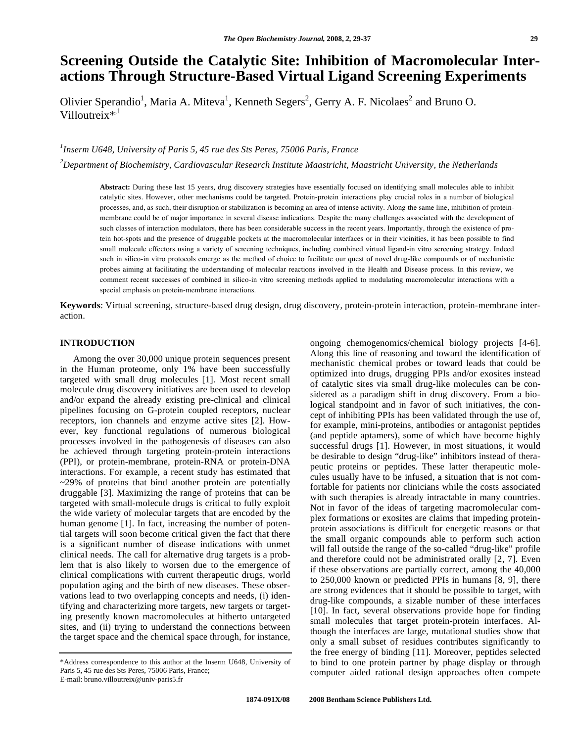# Screening Outside the Catalytic Site: Inhibition of Macromolecular Interactions Through Structure-Based Virtual Ligand Screening Experiments

Olivier Sperandio[1], Maria A. Miteva[1], Kenneth Segers[2], Gerry A. F. Nicolaes[2] and Bruno O. Villoutreix*[,1]

[1]*Inserm U648, University of Paris 5, 45 rue des Sts Peres, 75006 Paris, France*

[2]*Department of Biochemistry, Cardiovascular Research Institute Maastricht, Maastricht University, the Netherlands*

**Abstract:** During these last 15 years, drug discovery strategies have essentially focused on identifying small molecules able to inhibit catalytic sites. However, other mechanisms could be targeted. Protein-protein interactions play crucial roles in a number of biological processes, and, as such, their disruption or stabilization is becoming an area of intense activity. Along the same line, inhibition of protein-membrane could be of major importance in several disease indications. Despite the many challenges associated with the development of such classes of interaction modulators, there has been considerable success in the recent years. Importantly, through the existence of protein hot-spots and the presence of druggable pockets at the macromolecular interfaces or in their vicinities, it has been possible to find small molecule effectors using a variety of screening techniques, including combined virtual ligand-in vitro screening strategy. Indeed such in silico-in vitro protocols emerge as the method of choice to facilitate our quest of novel drug-like compounds or of mechanistic probes aiming at facilitating the understanding of molecular reactions involved in the Health and Disease process. In this review, we comment recent successes of combined in silico-in vitro screening methods applied to modulating macromolecular interactions with a special emphasis on protein-membrane interactions.

**Keywords**: Virtual screening, structure-based drug design, drug discovery, protein-protein interaction, protein-membrane interaction.

## INTRODUCTION

Among the over 30,000 unique protein sequences present in the Human proteome, only 1% have been successfully targeted with small drug molecules [1]. Most recent small molecule drug discovery initiatives are been used to develop and/or expand the already existing pre-clinical and clinical pipelines focusing on G-protein coupled receptors, nuclear receptors, ion channels and enzyme active sites [2]. However, key functional regulations of numerous biological processes involved in the pathogenesis of diseases can also be achieved through targeting protein-protein interactions (PPI), or protein-membrane, protein-RNA or protein-DNA interactions. For example, a recent study has estimated that ~29% of proteins that bind another protein are potentially druggable [3]. Maximizing the range of proteins that can be targeted with small-molecule drugs is critical to fully exploit the wide variety of molecular targets that are encoded by the human genome [1]. In fact, increasing the number of potential targets will soon become critical given the fact that there is a significant number of disease indications with unmet clinical needs. The call for alternative drug targets is a problem that is also likely to worsen due to the emergence of clinical complications with current therapeutic drugs, world population aging and the birth of new diseases. These observations lead to two overlapping concepts and needs, (i) identifying and characterizing more targets, new targets or targeting presently known macromolecules at hitherto untargeted sites, and (ii) trying to understand the connections between the target space and the chemical space through, for instance, ongoing chemogenomics/chemical biology projects [4-6]. Along this line of reasoning and toward the identification of mechanistic chemical probes or toward leads that could be optimized into drugs, drugging PPIs and/or exosites instead of catalytic sites via small drug-like molecules can be considered as a paradigm shift in drug discovery. From a biological standpoint and in favor of such initiatives, the concept of inhibiting PPIs has been validated through the use of, for example, mini-proteins, antibodies or antagonist peptides (and peptide aptamers), some of which have become highly successful drugs [1]. However, in most situations, it would be desirable to design "drug-like" inhibitors instead of therapeutic proteins or peptides. These latter therapeutic molecules usually have to be infused, a situation that is not comfortable for patients nor clinicians while the costs associated with such therapies is already intractable in many countries. Not in favor of the ideas of targeting macromolecular complex formations or exosites are claims that impeding protein-protein associations is difficult for energetic reasons or that the small organic compounds able to perform such action will fall outside the range of the so-called "drug-like" profile and therefore could not be administrated orally [2, 7]. Even if these observations are partially correct, among the 40,000 to 250,000 known or predicted PPIs in humans [8, 9], there are strong evidences that it should be possible to target, with drug-like compounds, a sizable number of these interfaces [10]. In fact, several observations provide hope for finding small molecules that target protein-protein interfaces. Although the interfaces are large, mutational studies show that only a small subset of residues contributes significantly to the free energy of binding [11]. Moreover, peptides selected to bind to one protein partner by phage display or through computer aided rational design approaches often compete

*Address correspondence to this author at the Inserm U648, University of Paris 5, 45 rue des Sts Peres, 75006 Paris, France;
E-mail: bruno.villoutreix@univ-paris5.fr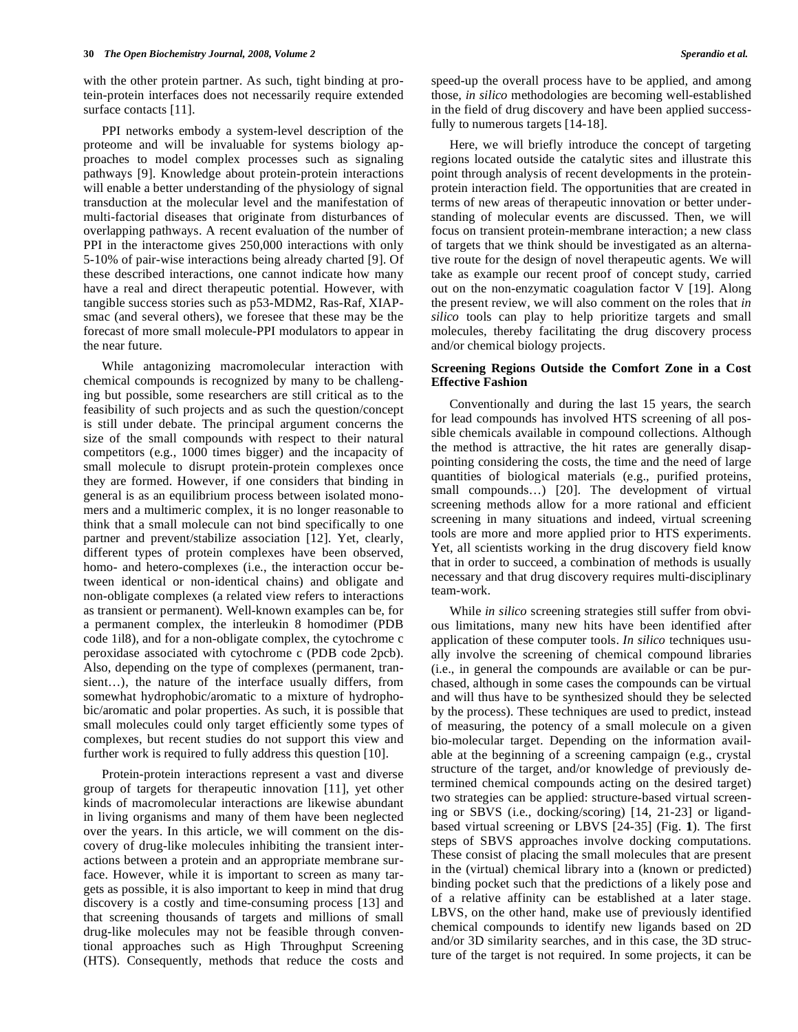with the other protein partner. As such, tight binding at protein-protein interfaces does not necessarily require extended surface contacts [11].

PPI networks embody a system-level description of the proteome and will be invaluable for systems biology approaches to model complex processes such as signaling pathways [9]. Knowledge about protein-protein interactions will enable a better understanding of the physiology of signal transduction at the molecular level and the manifestation of multi-factorial diseases that originate from disturbances of overlapping pathways. A recent evaluation of the number of PPI in the interactome gives 250,000 interactions with only 5-10% of pair-wise interactions being already charted [9]. Of these described interactions, one cannot indicate how many have a real and direct therapeutic potential. However, with tangible success stories such as p53-MDM2, Ras-Raf, XIAP-smac (and several others), we foresee that these may be the forecast of more small molecule-PPI modulators to appear in the near future.

While antagonizing macromolecular interaction with chemical compounds is recognized by many to be challenging but possible, some researchers are still critical as to the feasibility of such projects and as such the question/concept is still under debate. The principal argument concerns the size of the small compounds with respect to their natural competitors (e.g., 1000 times bigger) and the incapacity of small molecule to disrupt protein-protein complexes once they are formed. However, if one considers that binding in general is as an equilibrium process between isolated monomers and a multimeric complex, it is no longer reasonable to think that a small molecule can not bind specifically to one partner and prevent/stabilize association [12]. Yet, clearly, different types of protein complexes have been observed, homo- and hetero-complexes (i.e., the interaction occur between identical or non-identical chains) and obligate and non-obligate complexes (a related view refers to interactions as transient or permanent). Well-known examples can be, for a permanent complex, the interleukin 8 homodimer (PDB code 1il8), and for a non-obligate complex, the cytochrome c peroxidase associated with cytochrome c (PDB code 2pcb). Also, depending on the type of complexes (permanent, transient…), the nature of the interface usually differs, from somewhat hydrophobic/aromatic to a mixture of hydrophobic/aromatic and polar properties. As such, it is possible that small molecules could only target efficiently some types of complexes, but recent studies do not support this view and further work is required to fully address this question [10].

Protein-protein interactions represent a vast and diverse group of targets for therapeutic innovation [11], yet other kinds of macromolecular interactions are likewise abundant in living organisms and many of them have been neglected over the years. In this article, we will comment on the discovery of drug-like molecules inhibiting the transient interactions between a protein and an appropriate membrane surface. However, while it is important to screen as many targets as possible, it is also important to keep in mind that drug discovery is a costly and time-consuming process [13] and that screening thousands of targets and millions of small drug-like molecules may not be feasible through conventional approaches such as High Throughput Screening (HTS). Consequently, methods that reduce the costs and speed-up the overall process have to be applied, and among those, *in silico* methodologies are becoming well-established in the field of drug discovery and have been applied successfully to numerous targets [14-18].

Here, we will briefly introduce the concept of targeting regions located outside the catalytic sites and illustrate this point through analysis of recent developments in the protein-protein interaction field. The opportunities that are created in terms of new areas of therapeutic innovation or better understanding of molecular events are discussed. Then, we will focus on transient protein-membrane interaction; a new class of targets that we think should be investigated as an alternative route for the design of novel therapeutic agents. We will take as example our recent proof of concept study, carried out on the non-enzymatic coagulation factor V [19]. Along the present review, we will also comment on the roles that *in silico* tools can play to help prioritize targets and small molecules, thereby facilitating the drug discovery process and/or chemical biology projects.

**Screening Regions Outside the Comfort Zone in a Cost Effective Fashion**

Conventionally and during the last 15 years, the search for lead compounds has involved HTS screening of all possible chemicals available in compound collections. Although the method is attractive, the hit rates are generally disappointing considering the costs, the time and the need of large quantities of biological materials (e.g., purified proteins, small compounds…) [20]. The development of virtual screening methods allow for a more rational and efficient screening in many situations and indeed, virtual screening tools are more and more applied prior to HTS experiments. Yet, all scientists working in the drug discovery field know that in order to succeed, a combination of methods is usually necessary and that drug discovery requires multi-disciplinary team-work.

While *in silico* screening strategies still suffer from obvious limitations, many new hits have been identified after application of these computer tools. *In silico* techniques usually involve the screening of chemical compound libraries (i.e., in general the compounds are available or can be purchased, although in some cases the compounds can be virtual and will thus have to be synthesized should they be selected by the process). These techniques are used to predict, instead of measuring, the potency of a small molecule on a given bio-molecular target. Depending on the information available at the beginning of a screening campaign (e.g., crystal structure of the target, and/or knowledge of previously determined chemical compounds acting on the desired target) two strategies can be applied: structure-based virtual screening or SBVS (i.e., docking/scoring) [14, 21-23] or ligand-based virtual screening or LBVS [24-35] (Fig. **1**). The first steps of SBVS approaches involve docking computations. These consist of placing the small molecules that are present in the (virtual) chemical library into a (known or predicted) binding pocket such that the predictions of a likely pose and of a relative affinity can be established at a later stage. LBVS, on the other hand, make use of previously identified chemical compounds to identify new ligands based on 2D and/or 3D similarity searches, and in this case, the 3D structure of the target is not required. In some projects, it can be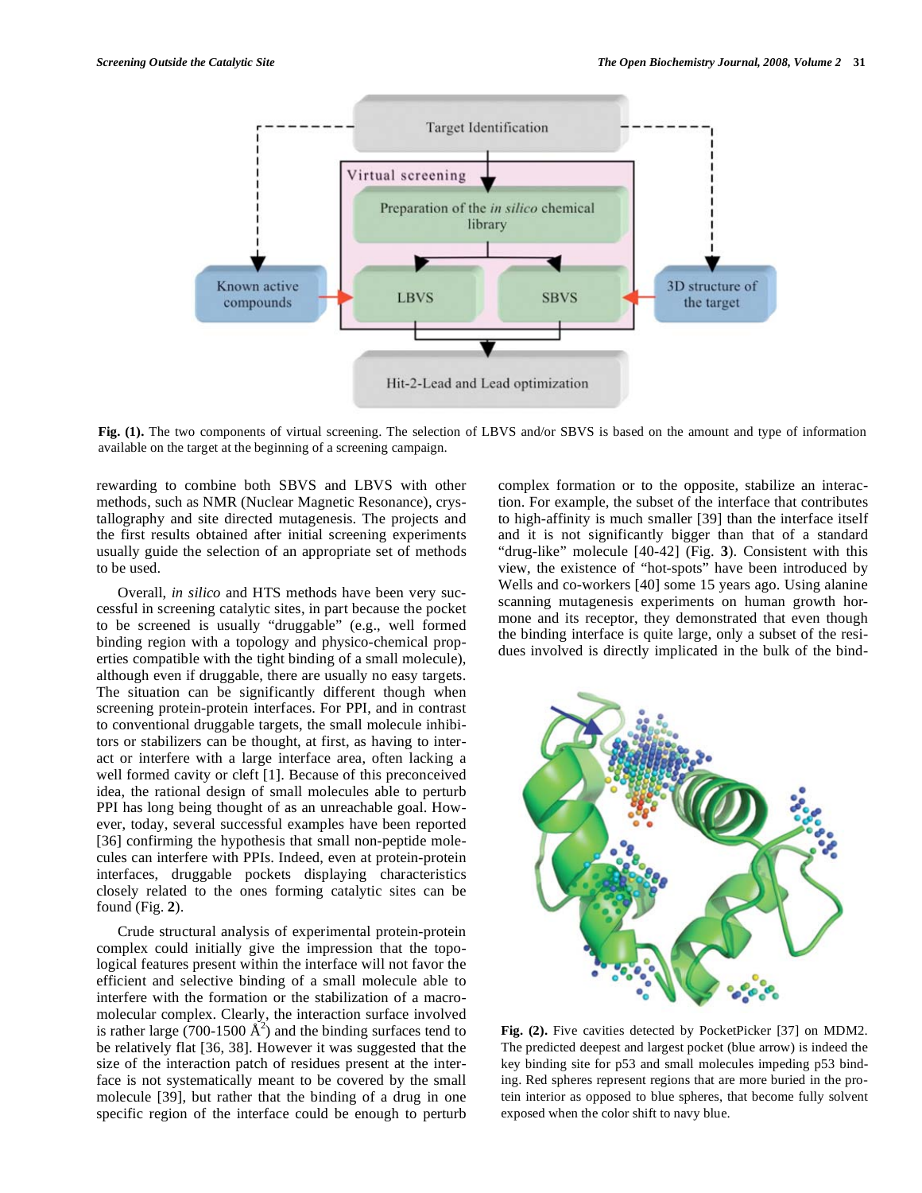Fig. (1). The two components of virtual screening. The selection of LBVS and/or SBVS is based on the amount and type of information available on the target at the beginning of a screening campaign.

rewarding to combine both SBVS and LBVS with other methods, such as NMR (Nuclear Magnetic Resonance), crystallography and site directed mutagenesis. The projects and the first results obtained after initial screening experiments usually guide the selection of an appropriate set of methods to be used.

Overall, *in silico* and HTS methods have been very successful in screening catalytic sites, in part because the pocket to be screened is usually "druggable" (e.g., well formed binding region with a topology and physico-chemical properties compatible with the tight binding of a small molecule), although even if druggable, there are usually no easy targets. The situation can be significantly different though when screening protein-protein interfaces. For PPI, and in contrast to conventional druggable targets, the small molecule inhibitors or stabilizers can be thought, at first, as having to interact or interfere with a large interface area, often lacking a well formed cavity or cleft [1]. Because of this preconceived idea, the rational design of small molecules able to perturb PPI has long being thought of as an unreachable goal. However, today, several successful examples have been reported [36] confirming the hypothesis that small non-peptide molecules can interfere with PPIs. Indeed, even at protein-protein interfaces, druggable pockets displaying characteristics closely related to the ones forming catalytic sites can be found (Fig. **2**).

Crude structural analysis of experimental protein-protein complex could initially give the impression that the topological features present within the interface will not favor the efficient and selective binding of a small molecule able to interfere with the formation or the stabilization of a macromolecular complex. Clearly, the interaction surface involved is rather large (700-1500 Å$^2$) and the binding surfaces tend to be relatively flat [36, 38]. However it was suggested that the size of the interaction patch of residues present at the interface is not systematically meant to be covered by the small molecule [39], but rather that the binding of a drug in one specific region of the interface could be enough to perturb complex formation or to the opposite, stabilize an interaction. For example, the subset of the interface that contributes to high-affinity is much smaller [39] than the interface itself and it is not significantly bigger than that of a standard "drug-like" molecule [40-42] (Fig. **3**). Consistent with this view, the existence of "hot-spots" have been introduced by Wells and co-workers [40] some 15 years ago. Using alanine scanning mutagenesis experiments on human growth hormone and its receptor, they demonstrated that even though the binding interface is quite large, only a subset of the residues involved is directly implicated in the bulk of the bind-

Fig. (2). Five cavities detected by PocketPicker [37] on MDM2. The predicted deepest and largest pocket (blue arrow) is indeed the key binding site for p53 and small molecules impeding p53 binding. Red spheres represent regions that are more buried in the protein interior as opposed to blue spheres, that become fully solvent exposed when the color shift to navy blue.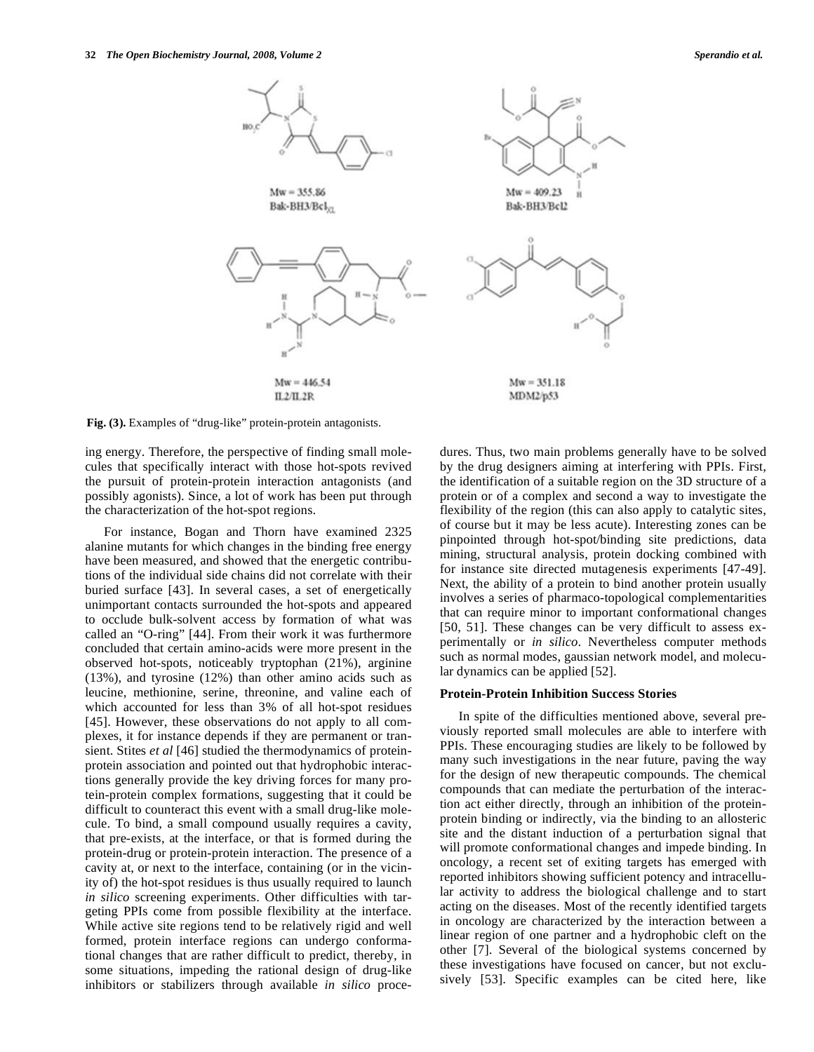Mw = 355.86
Bak-BH3/Bcl$_{XL}$

Mw = 409.23
Bak-BH3/Bcl2

Mw = 446.54
IL2/IL2R

Mw = 351.18
MDM2/p53

**Fig. (3).** Examples of "drug-like" protein-protein antagonists.

ing energy. Therefore, the perspective of finding small molecules that specifically interact with those hot-spots revived the pursuit of protein-protein interaction antagonists (and possibly agonists). Since, a lot of work has been put through the characterization of the hot-spot regions.

For instance, Bogan and Thorn have examined 2325 alanine mutants for which changes in the binding free energy have been measured, and showed that the energetic contributions of the individual side chains did not correlate with their buried surface [43]. In several cases, a set of energetically unimportant contacts surrounded the hot-spots and appeared to occlude bulk-solvent access by formation of what was called an "O-ring" [44]. From their work it was furthermore concluded that certain amino-acids were more present in the observed hot-spots, noticeably tryptophan (21%), arginine (13%), and tyrosine (12%) than other amino acids such as leucine, methionine, serine, threonine, and valine each of which accounted for less than 3% of all hot-spot residues [45]. However, these observations do not apply to all complexes, it for instance depends if they are permanent or transient. Stites *et al* [46] studied the thermodynamics of protein-protein association and pointed out that hydrophobic interactions generally provide the key driving forces for many protein-protein complex formations, suggesting that it could be difficult to counteract this event with a small drug-like molecule. To bind, a small compound usually requires a cavity, that pre-exists, at the interface, or that is formed during the protein-drug or protein-protein interaction. The presence of a cavity at, or next to the interface, containing (or in the vicinity of) the hot-spot residues is thus usually required to launch *in silico* screening experiments. Other difficulties with targeting PPIs come from possible flexibility at the interface. While active site regions tend to be relatively rigid and well formed, protein interface regions can undergo conformational changes that are rather difficult to predict, thereby, in some situations, impeding the rational design of drug-like inhibitors or stabilizers through available *in silico* procedures. Thus, two main problems generally have to be solved by the drug designers aiming at interfering with PPIs. First, the identification of a suitable region on the 3D structure of a protein or of a complex and second a way to investigate the flexibility of the region (this can also apply to catalytic sites, of course but it may be less acute). Interesting zones can be pinpointed through hot-spot/binding site predictions, data mining, structural analysis, protein docking combined with for instance site directed mutagenesis experiments [47-49]. Next, the ability of a protein to bind another protein usually involves a series of pharmaco-topological complementarities that can require minor to important conformational changes [50, 51]. These changes can be very difficult to assess experimentally or *in silico*. Nevertheless computer methods such as normal modes, gaussian network model, and molecular dynamics can be applied [52].

## Protein-Protein Inhibition Success Stories

In spite of the difficulties mentioned above, several previously reported small molecules are able to interfere with PPIs. These encouraging studies are likely to be followed by many such investigations in the near future, paving the way for the design of new therapeutic compounds. The chemical compounds that can mediate the perturbation of the interaction act either directly, through an inhibition of the protein-protein binding or indirectly, via the binding to an allosteric site and the distant induction of a perturbation signal that will promote conformational changes and impede binding. In oncology, a recent set of exiting targets has emerged with reported inhibitors showing sufficient potency and intracellular activity to address the biological challenge and to start acting on the diseases. Most of the recently identified targets in oncology are characterized by the interaction between a linear region of one partner and a hydrophobic cleft on the other [7]. Several of the biological systems concerned by these investigations have focused on cancer, but not exclusively [53]. Specific examples can be cited here, like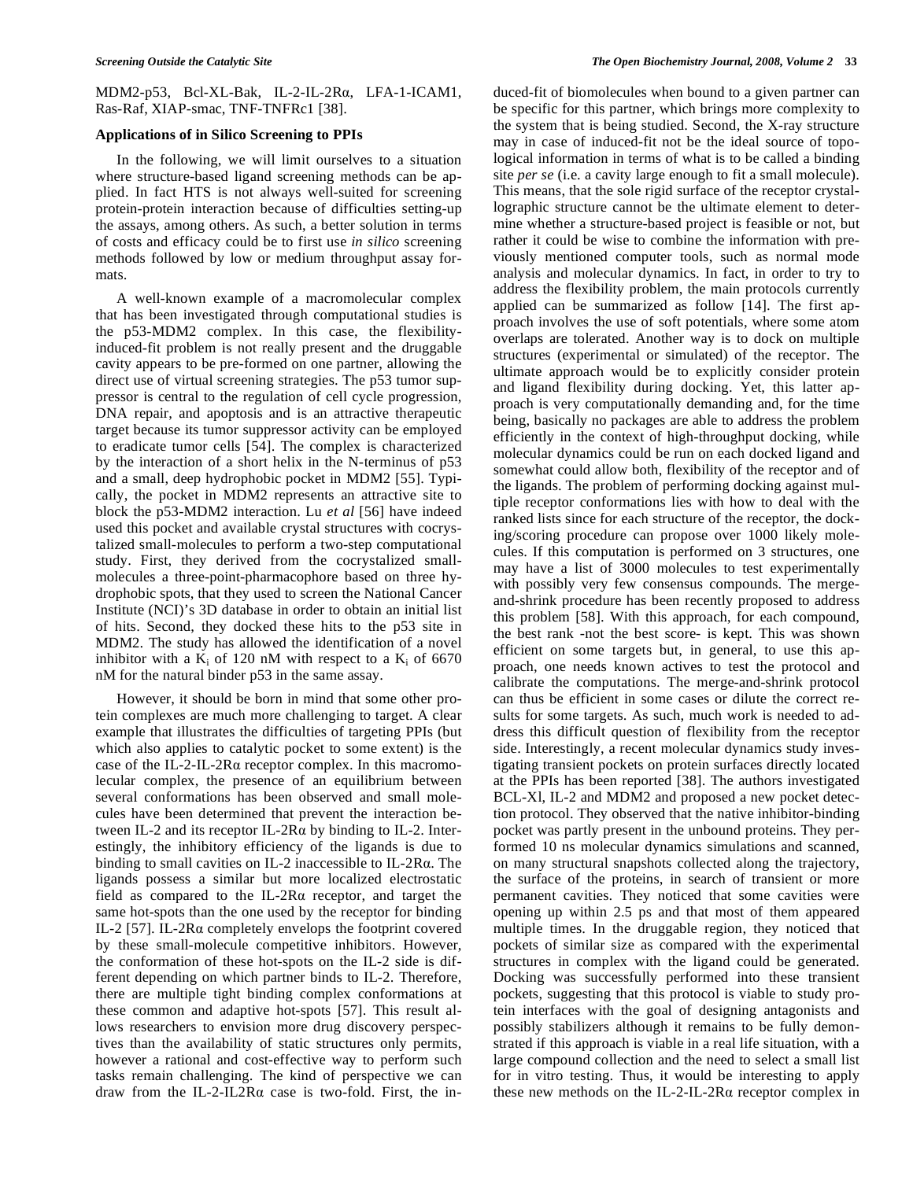MDM2-p53, Bcl-XL-Bak, IL-2-IL-2Rα, LFA-1-ICAM1, Ras-Raf, XIAP-smac, TNF-TNFRc1 [38].

### Applications of in Silico Screening to PPIs

In the following, we will limit ourselves to a situation where structure-based ligand screening methods can be applied. In fact HTS is not always well-suited for screening protein-protein interaction because of difficulties setting-up the assays, among others. As such, a better solution in terms of costs and efficacy could be to first use *in silico* screening methods followed by low or medium throughput assay formats.

A well-known example of a macromolecular complex that has been investigated through computational studies is the p53-MDM2 complex. In this case, the flexibility-induced-fit problem is not really present and the druggable cavity appears to be pre-formed on one partner, allowing the direct use of virtual screening strategies. The p53 tumor suppressor is central to the regulation of cell cycle progression, DNA repair, and apoptosis and is an attractive therapeutic target because its tumor suppressor activity can be employed to eradicate tumor cells [54]. The complex is characterized by the interaction of a short helix in the N-terminus of p53 and a small, deep hydrophobic pocket in MDM2 [55]. Typically, the pocket in MDM2 represents an attractive site to block the p53-MDM2 interaction. Lu *et al* [56] have indeed used this pocket and available crystal structures with cocrystalized small-molecules to perform a two-step computational study. First, they derived from the cocrystalized small-molecules a three-point-pharmacophore based on three hydrophobic spots, that they used to screen the National Cancer Institute (NCI)'s 3D database in order to obtain an initial list of hits. Second, they docked these hits to the p53 site in MDM2. The study has allowed the identification of a novel inhibitor with a $K_i$ of 120 nM with respect to a $K_i$ of 6670 nM for the natural binder p53 in the same assay.

However, it should be born in mind that some other protein complexes are much more challenging to target. A clear example that illustrates the difficulties of targeting PPIs (but which also applies to catalytic pocket to some extent) is the case of the IL-2-IL-2Rα receptor complex. In this macromolecular complex, the presence of an equilibrium between several conformations has been observed and small molecules have been determined that prevent the interaction between IL-2 and its receptor IL-2Rα by binding to IL-2. Interestingly, the inhibitory efficiency of the ligands is due to binding to small cavities on IL-2 inaccessible to IL-2Rα. The ligands possess a similar but more localized electrostatic field as compared to the IL-2Rα receptor, and target the same hot-spots than the one used by the receptor for binding IL-2 [57]. IL-2Rα completely envelops the footprint covered by these small-molecule competitive inhibitors. However, the conformation of these hot-spots on the IL-2 side is different depending on which partner binds to IL-2. Therefore, there are multiple tight binding complex conformations at these common and adaptive hot-spots [57]. This result allows researchers to envision more drug discovery perspectives than the availability of static structures only permits, however a rational and cost-effective way to perform such tasks remain challenging. The kind of perspective we can draw from the IL-2-IL2Rα case is two-fold. First, the induced-fit of biomolecules when bound to a given partner can be specific for this partner, which brings more complexity to the system that is being studied. Second, the X-ray structure may in case of induced-fit not be the ideal source of topological information in terms of what is to be called a binding site *per se* (i.e. a cavity large enough to fit a small molecule). This means, that the sole rigid surface of the receptor crystallographic structure cannot be the ultimate element to determine whether a structure-based project is feasible or not, but rather it could be wise to combine the information with previously mentioned computer tools, such as normal mode analysis and molecular dynamics. In fact, in order to try to address the flexibility problem, the main protocols currently applied can be summarized as follow [14]. The first approach involves the use of soft potentials, where some atom overlaps are tolerated. Another way is to dock on multiple structures (experimental or simulated) of the receptor. The ultimate approach would be to explicitly consider protein and ligand flexibility during docking. Yet, this latter approach is very computationally demanding and, for the time being, basically no packages are able to address the problem efficiently in the context of high-throughput docking, while molecular dynamics could be run on each docked ligand and somewhat could allow both, flexibility of the receptor and of the ligands. The problem of performing docking against multiple receptor conformations lies with how to deal with the ranked lists since for each structure of the receptor, the docking/scoring procedure can propose over 1000 likely molecules. If this computation is performed on 3 structures, one may have a list of 3000 molecules to test experimentally with possibly very few consensus compounds. The merge-and-shrink procedure has been recently proposed to address this problem [58]. With this approach, for each compound, the best rank -not the best score- is kept. This was shown efficient on some targets but, in general, to use this approach, one needs known actives to test the protocol and calibrate the computations. The merge-and-shrink protocol can thus be efficient in some cases or dilute the correct results for some targets. As such, much work is needed to address this difficult question of flexibility from the receptor side. Interestingly, a recent molecular dynamics study investigating transient pockets on protein surfaces directly located at the PPIs has been reported [38]. The authors investigated BCL-Xl, IL-2 and MDM2 and proposed a new pocket detection protocol. They observed that the native inhibitor-binding pocket was partly present in the unbound proteins. They performed 10 ns molecular dynamics simulations and scanned, on many structural snapshots collected along the trajectory, the surface of the proteins, in search of transient or more permanent cavities. They noticed that some cavities were opening up within 2.5 ps and that most of them appeared multiple times. In the druggable region, they noticed that pockets of similar size as compared with the experimental structures in complex with the ligand could be generated. Docking was successfully performed into these transient pockets, suggesting that this protocol is viable to study protein interfaces with the goal of designing antagonists and possibly stabilizers although it remains to be fully demonstrated if this approach is viable in a real life situation, with a large compound collection and the need to select a small list for in vitro testing. Thus, it would be interesting to apply these new methods on the IL-2-IL-2Rα receptor complex in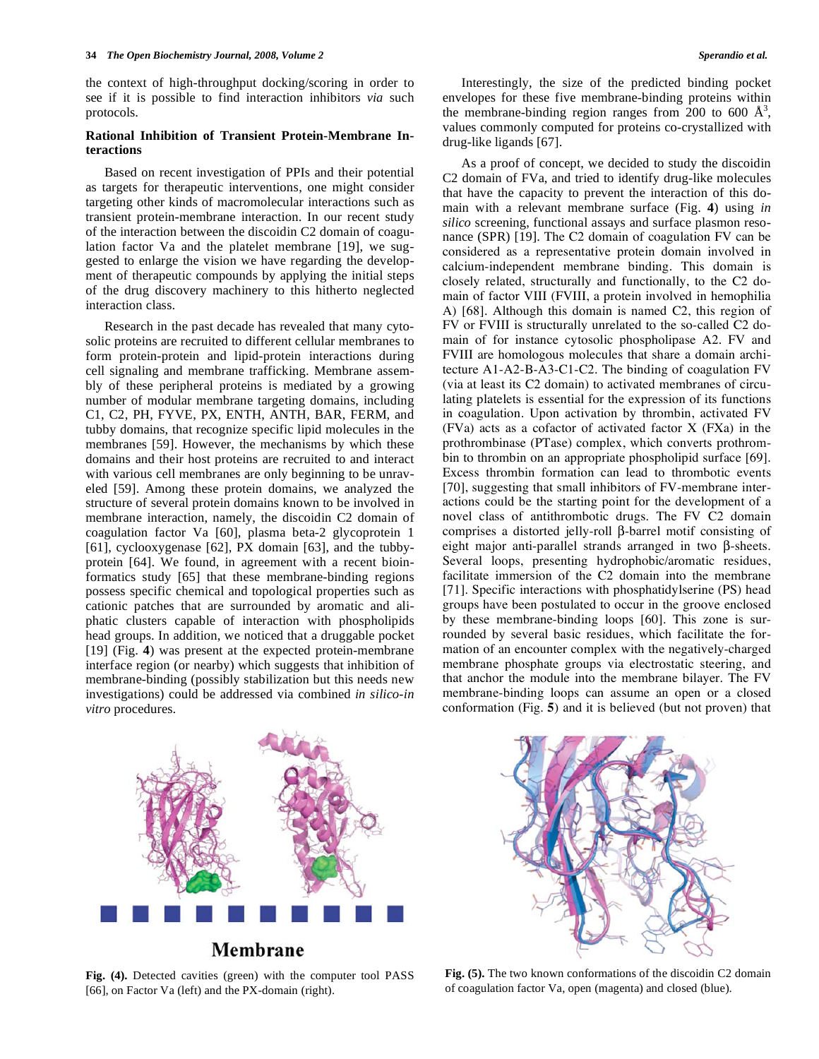the context of high-throughput docking/scoring in order to see if it is possible to find interaction inhibitors *via* such protocols.

### Rational Inhibition of Transient Protein-Membrane Interactions

Based on recent investigation of PPIs and their potential as targets for therapeutic interventions, one might consider targeting other kinds of macromolecular interactions such as transient protein-membrane interaction. In our recent study of the interaction between the discoidin C2 domain of coagulation factor Va and the platelet membrane [19], we suggested to enlarge the vision we have regarding the development of therapeutic compounds by applying the initial steps of the drug discovery machinery to this hitherto neglected interaction class.

Research in the past decade has revealed that many cytosolic proteins are recruited to different cellular membranes to form protein-protein and lipid-protein interactions during cell signaling and membrane trafficking. Membrane assembly of these peripheral proteins is mediated by a growing number of modular membrane targeting domains, including C1, C2, PH, FYVE, PX, ENTH, ANTH, BAR, FERM, and tubby domains, that recognize specific lipid molecules in the membranes [59]. However, the mechanisms by which these domains and their host proteins are recruited to and interact with various cell membranes are only beginning to be unraveled [59]. Among these protein domains, we analyzed the structure of several protein domains known to be involved in membrane interaction, namely, the discoidin C2 domain of coagulation factor Va [60], plasma beta-2 glycoprotein 1 [61], cyclooxygenase [62], PX domain [63], and the tubby-protein [64]. We found, in agreement with a recent bioinformatics study [65] that these membrane-binding regions possess specific chemical and topological properties such as cationic patches that are surrounded by aromatic and aliphatic clusters capable of interaction with phospholipids head groups. In addition, we noticed that a druggable pocket [19] (Fig. **4**) was present at the expected protein-membrane interface region (or nearby) which suggests that inhibition of membrane-binding (possibly stabilization but this needs new investigations) could be addressed via combined *in silico-in vitro* procedures.

Interestingly, the size of the predicted binding pocket envelopes for these five membrane-binding proteins within the membrane-binding region ranges from 200 to 600 Å$^3$, values commonly computed for proteins co-crystallized with drug-like ligands [67].

As a proof of concept, we decided to study the discoidin C2 domain of FVa, and tried to identify drug-like molecules that have the capacity to prevent the interaction of this domain with a relevant membrane surface (Fig. **4**) using *in silico* screening, functional assays and surface plasmon resonance (SPR) [19]. The C2 domain of coagulation FV can be considered as a representative protein domain involved in calcium-independent membrane binding. This domain is closely related, structurally and functionally, to the C2 domain of factor VIII (FVIII, a protein involved in hemophilia A) [68]. Although this domain is named C2, this region of FV or FVIII is structurally unrelated to the so-called C2 domain of for instance cytosolic phospholipase A2. FV and FVIII are homologous molecules that share a domain architecture A1-A2-B-A3-C1-C2. The binding of coagulation FV (via at least its C2 domain) to activated membranes of circulating platelets is essential for the expression of its functions in coagulation. Upon activation by thrombin, activated FV (FVa) acts as a cofactor of activated factor X (FXa) in the prothrombinase (PTase) complex, which converts prothrombin to thrombin on an appropriate phospholipid surface [69]. Excess thrombin formation can lead to thrombotic events [70], suggesting that small inhibitors of FV-membrane interactions could be the starting point for the development of a novel class of antithrombotic drugs. The FV C2 domain comprises a distorted jelly-roll β-barrel motif consisting of eight major anti-parallel strands arranged in two β-sheets. Several loops, presenting hydrophobic/aromatic residues, facilitate immersion of the C2 domain into the membrane [71]. Specific interactions with phosphatidylserine (PS) head groups have been postulated to occur in the groove enclosed by these membrane-binding loops [60]. This zone is surrounded by several basic residues, which facilitate the formation of an encounter complex with the negatively-charged membrane phosphate groups via electrostatic steering, and that anchor the module into the membrane bilayer. The FV membrane-binding loops can assume an open or a closed conformation (Fig. **5**) and it is believed (but not proven) that

**Fig. (4).** Detected cavities (green) with the computer tool PASS [66], on Factor Va (left) and the PX-domain (right).

**Fig. (5).** The two known conformations of the discoidin C2 domain of coagulation factor Va, open (magenta) and closed (blue).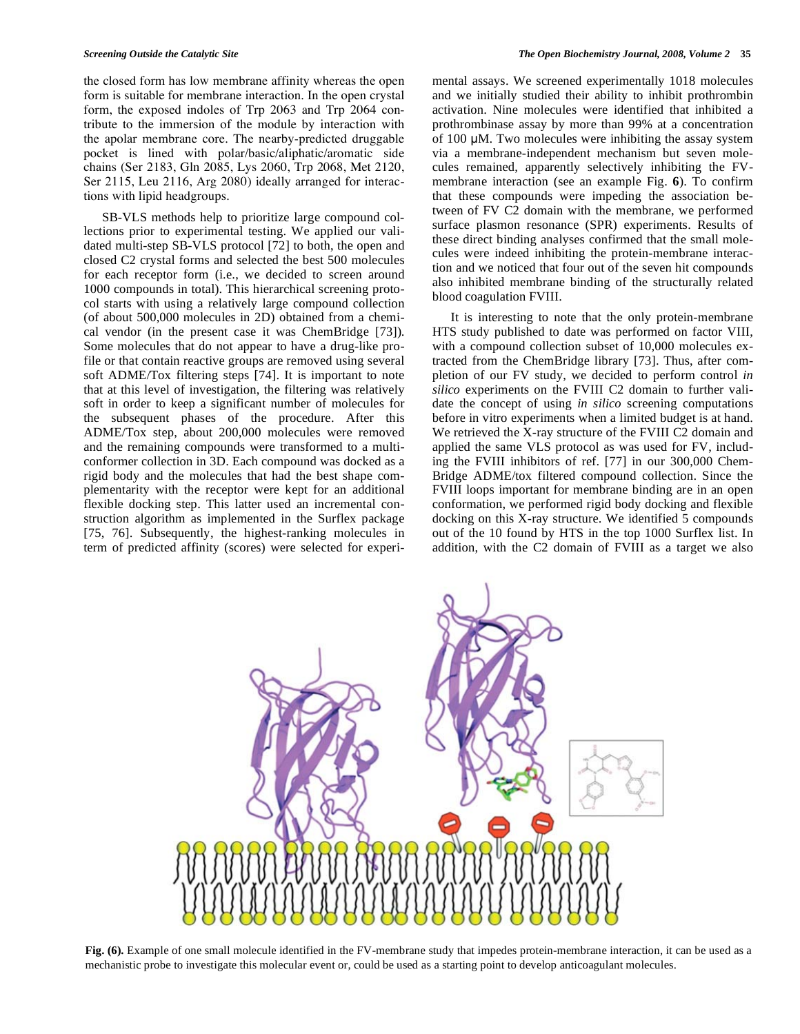the closed form has low membrane affinity whereas the open form is suitable for membrane interaction. In the open crystal form, the exposed indoles of Trp 2063 and Trp 2064 contribute to the immersion of the module by interaction with the apolar membrane core. The nearby-predicted druggable pocket is lined with polar/basic/aliphatic/aromatic side chains (Ser 2183, Gln 2085, Lys 2060, Trp 2068, Met 2120, Ser 2115, Leu 2116, Arg 2080) ideally arranged for interactions with lipid headgroups.

SB-VLS methods help to prioritize large compound collections prior to experimental testing. We applied our validated multi-step SB-VLS protocol [72] to both, the open and closed C2 crystal forms and selected the best 500 molecules for each receptor form (i.e., we decided to screen around 1000 compounds in total). This hierarchical screening protocol starts with using a relatively large compound collection (of about 500,000 molecules in 2D) obtained from a chemical vendor (in the present case it was ChemBridge [73]). Some molecules that do not appear to have a drug-like profile or that contain reactive groups are removed using several soft ADME/Tox filtering steps [74]. It is important to note that at this level of investigation, the filtering was relatively soft in order to keep a significant number of molecules for the subsequent phases of the procedure. After this ADME/Tox step, about 200,000 molecules were removed and the remaining compounds were transformed to a multi-conformer collection in 3D. Each compound was docked as a rigid body and the molecules that had the best shape complementarity with the receptor were kept for an additional flexible docking step. This latter used an incremental construction algorithm as implemented in the Surflex package [75, 76]. Subsequently, the highest-ranking molecules in term of predicted affinity (scores) were selected for experimental assays. We screened experimentally 1018 molecules and we initially studied their ability to inhibit prothrombin activation. Nine molecules were identified that inhibited a prothrombinase assay by more than 99% at a concentration of 100 µM. Two molecules were inhibiting the assay system via a membrane-independent mechanism but seven molecules remained, apparently selectively inhibiting the FV-membrane interaction (see an example Fig. **6**). To confirm that these compounds were impeding the association between of FV C2 domain with the membrane, we performed surface plasmon resonance (SPR) experiments. Results of these direct binding analyses confirmed that the small molecules were indeed inhibiting the protein-membrane interaction and we noticed that four out of the seven hit compounds also inhibited membrane binding of the structurally related blood coagulation FVIII.

It is interesting to note that the only protein-membrane HTS study published to date was performed on factor VIII, with a compound collection subset of 10,000 molecules extracted from the ChemBridge library [73]. Thus, after completion of our FV study, we decided to perform control *in silico* experiments on the FVIII C2 domain to further validate the concept of using *in silico* screening computations before in vitro experiments when a limited budget is at hand. We retrieved the X-ray structure of the FVIII C2 domain and applied the same VLS protocol as was used for FV, including the FVIII inhibitors of ref. [77] in our 300,000 ChemBridge ADME/tox filtered compound collection. Since the FVIII loops important for membrane binding are in an open conformation, we performed rigid body docking and flexible docking on this X-ray structure. We identified 5 compounds out of the 10 found by HTS in the top 1000 Surflex list. In addition, with the C2 domain of FVIII as a target we also

**Fig. (6).** Example of one small molecule identified in the FV-membrane study that impedes protein-membrane interaction, it can be used as a mechanistic probe to investigate this molecular event or, could be used as a starting point to develop anticoagulant molecules.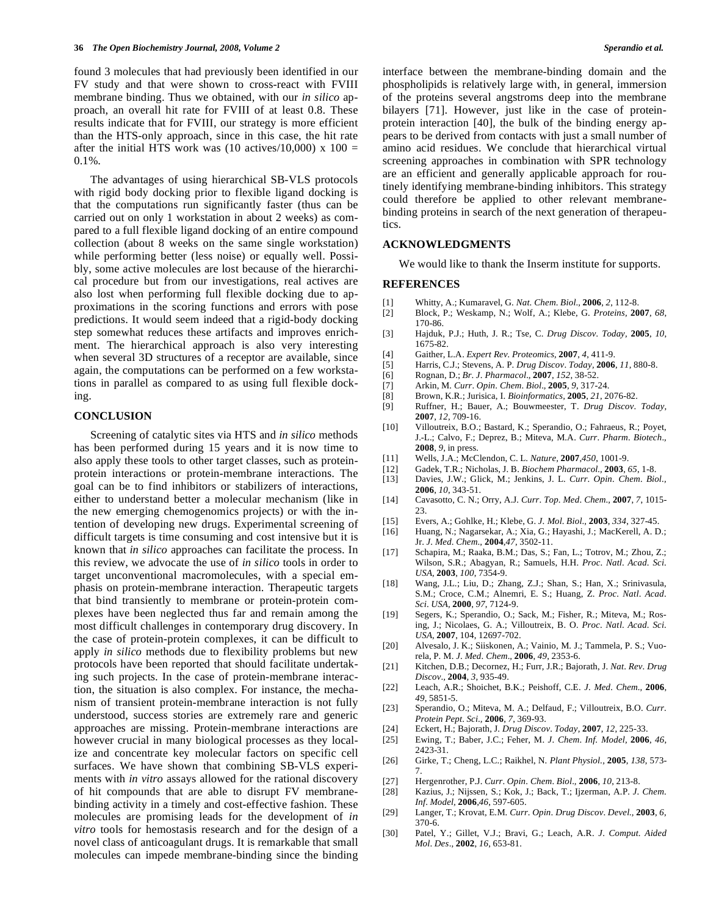found 3 molecules that had previously been identified in our FV study and that were shown to cross-react with FVIII membrane binding. Thus we obtained, with our *in silico* approach, an overall hit rate for FVIII of at least 0.8. These results indicate that for FVIII, our strategy is more efficient than the HTS-only approach, since in this case, the hit rate after the initial HTS work was (10 actives/10,000) x 100 = 0.1%.

The advantages of using hierarchical SB-VLS protocols with rigid body docking prior to flexible ligand docking is that the computations run significantly faster (thus can be carried out on only 1 workstation in about 2 weeks) as compared to a full flexible ligand docking of an entire compound collection (about 8 weeks on the same single workstation) while performing better (less noise) or equally well. Possibly, some active molecules are lost because of the hierarchical procedure but from our investigations, real actives are also lost when performing full flexible docking due to approximations in the scoring functions and errors with pose predictions. It would seem indeed that a rigid-body docking step somewhat reduces these artifacts and improves enrichment. The hierarchical approach is also very interesting when several 3D structures of a receptor are available, since again, the computations can be performed on a few workstations in parallel as compared to as using full flexible docking.

## CONCLUSION

Screening of catalytic sites via HTS and *in silico* methods has been performed during 15 years and it is now time to also apply these tools to other target classes, such as protein-protein interactions or protein-membrane interactions. The goal can be to find inhibitors or stabilizers of interactions, either to understand better a molecular mechanism (like in the new emerging chemogenomics projects) or with the intention of developing new drugs. Experimental screening of difficult targets is time consuming and cost intensive but it is known that *in silico* approaches can facilitate the process. In this review, we advocate the use of *in silico* tools in order to target unconventional macromolecules, with a special emphasis on protein-membrane interaction. Therapeutic targets that bind transiently to membrane or protein-protein complexes have been neglected thus far and remain among the most difficult challenges in contemporary drug discovery. In the case of protein-protein complexes, it can be difficult to apply *in silico* methods due to flexibility problems but new protocols have been reported that should facilitate undertaking such projects. In the case of protein-membrane interaction, the situation is also complex. For instance, the mechanism of transient protein-membrane interaction is not fully understood, success stories are extremely rare and generic approaches are missing. Protein-membrane interactions are however crucial in many biological processes as they localize and concentrate key molecular factors on specific cell surfaces. We have shown that combining SB-VLS experiments with *in vitro* assays allowed for the rational discovery of hit compounds that are able to disrupt FV membrane-binding activity in a timely and cost-effective fashion. These molecules are promising leads for the development of *in vitro* tools for hemostasis research and for the design of a novel class of anticoagulant drugs. It is remarkable that small molecules can impede membrane-binding since the binding interface between the membrane-binding domain and the phospholipids is relatively large with, in general, immersion of the proteins several angstroms deep into the membrane bilayers [71]. However, just like in the case of protein-protein interaction [40], the bulk of the binding energy appears to be derived from contacts with just a small number of amino acid residues. We conclude that hierarchical virtual screening approaches in combination with SPR technology are an efficient and generally applicable approach for routinely identifying membrane-binding inhibitors. This strategy could therefore be applied to other relevant membrane-binding proteins in search of the next generation of therapeutics.

## ACKNOWLEDGMENTS

We would like to thank the Inserm institute for supports.

## REFERENCES

[1] Whitty, A.; Kumaravel, G. *Nat. Chem. Biol.*, **2006**, *2*, 112-8.
[2] Block, P.; Weskamp, N.; Wolf, A.; Klebe, G. *Proteins*, **2007**, *68*, 170-86.
[3] Hajduk, P.J.; Huth, J. R.; Tse, C. *Drug Discov. Today*, **2005**, *10*, 1675-82.
[4] Gaither, L.A. *Expert Rev. Proteomics*, **2007**, *4*, 411-9.
[5] Harris, C.J.; Stevens, A. P. *Drug Discov. Today*, **2006**, *11*, 880-8.
[6] Rognan, D.; *Br. J. Pharmacol.*, **2007**, *152*, 38-52.
[7] Arkin, M. *Curr. Opin. Chem. Biol.*, **2005**, *9*, 317-24.
[8] Brown, K.R.; Jurisica, I. *Bioinformatics*, **2005**, *21*, 2076-82.
[9] Ruffner, H.; Bauer, A.; Bouwmeester, T. *Drug Discov. Today*, **2007**, *12*, 709-16.
[10] Villoutreix, B.O.; Bastard, K.; Sperandio, O.; Fahraeus, R.; Poyet, J.-L.; Calvo, F.; Deprez, B.; Miteva, M.A. *Curr. Pharm. Biotech.*, **2008**, *9*, in press.
[11] Wells, J.A.; McClendon, C. L. *Nature*, **2007**,*450*, 1001-9.
[12] Gadek, T.R.; Nicholas, J. B. *Biochem Pharmacol.*, **2003**, *65*, 1-8.
[13] Davies, J.W.; Glick, M.; Jenkins, J. L. *Curr. Opin. Chem. Biol.*, **2006**, *10*, 343-51.
[14] Cavasotto, C. N.; Orry, A.J. *Curr. Top. Med. Chem.*, **2007**, *7*, 1015-23.
[15] Evers, A.; Gohlke, H.; Klebe, G. *J. Mol. Biol.*, **2003**, *334*, 327-45.
[16] Huang, N.; Nagarsekar, A.; Xia, G.; Hayashi, J.; MacKerell, A. D.; Jr. *J. Med. Chem.*, **2004**,*47*, 3502-11.
[17] Schapira, M.; Raaka, B.M.; Das, S.; Fan, L.; Totrov, M.; Zhou, Z.; Wilson, S.R.; Abagyan, R.; Samuels, H.H. *Proc. Natl. Acad. Sci. USA*, **2003**, *100*, 7354-9.
[18] Wang, J.L.; Liu, D.; Zhang, Z.J.; Shan, S.; Han, X.; Srinivasula, S.M.; Croce, C.M.; Alnemri, E. S.; Huang, Z. *Proc. Natl. Acad. Sci. USA*, **2000**, *97*, 7124-9.
[19] Segers, K.; Sperandio, O.; Sack, M.; Fisher, R.; Miteva, M.; Rosing, J.; Nicolaes, G. A.; Villoutreix, B. O. *Proc. Natl. Acad. Sci. USA*, **2007**, 104, 12697-702.
[20] Alvesalo, J. K.; Siiskonen, A.; Vainio, M. J.; Tammela, P. S.; Vuorela, P. M. *J. Med. Chem.*, **2006**, *49*, 2353-6.
[21] Kitchen, D.B.; Decornez, H.; Furr, J.R.; Bajorath, J. *Nat. Rev. Drug Discov.*, **2004**, *3*, 935-49.
[22] Leach, A.R.; Shoichet, B.K.; Peishoff, C.E. *J. Med. Chem.*, **2006**, *49*, 5851-5.
[23] Sperandio, O.; Miteva, M. A.; Delfaud, F.; Villoutreix, B.O. *Curr. Protein Pept. Sci.*, **2006**, *7*, 369-93.
[24] Eckert, H.; Bajorath, J. *Drug Discov. Today*, **2007**, *12*, 225-33.
[25] Ewing, T.; Baber, J.C.; Feher, M. *J. Chem. Inf. Model*, **2006**, *46*, 2423-31.
[26] Girke, T.; Cheng, L.C.; Raikhel, N. *Plant Physiol.*, **2005**, *138*, 573-7.
[27] Hergenrother, P.J. *Curr. Opin. Chem. Biol.*, **2006**, *10*, 213-8.
[28] Kazius, J.; Nijssen, S.; Kok, J.; Back, T.; Ijzerman, A.P. *J. Chem. Inf. Model*, **2006**,*46*, 597-605.
[29] Langer, T.; Krovat, E.M. *Curr. Opin. Drug Discov. Devel.*, **2003**, *6*, 370-6.
[30] Patel, Y.; Gillet, V.J.; Bravi, G.; Leach, A.R. *J. Comput. Aided Mol. Des.*, **2002**, *16*, 653-81.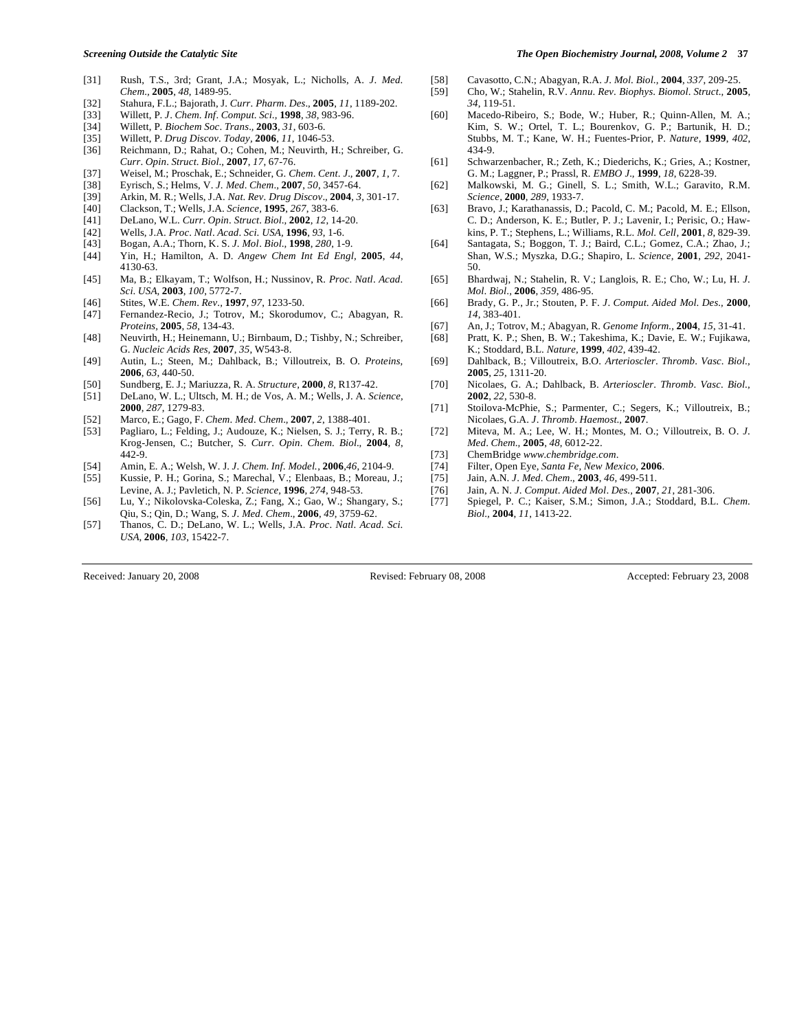[31] Rush, T.S., 3rd; Grant, J.A.; Mosyak, L.; Nicholls, A. *J. Med. Chem.*, **2005**, *48*, 1489-95.

[32] Stahura, F.L.; Bajorath, J. *Curr. Pharm. Des.*, **2005**, *11*, 1189-202.

[33] Willett, P. *J. Chem. Inf. Comput. Sci.*, **1998**, *38*, 983-96.

[34] Willett, P. *Biochem Soc. Trans.*, **2003**, *31*, 603-6.

[35] Willett, P. *Drug Discov. Today*, **2006**, *11*, 1046-53.

[36] Reichmann, D.; Rahat, O.; Cohen, M.; Neuvirth, H.; Schreiber, G. *Curr. Opin. Struct. Biol.*, **2007**, *17*, 67-76.

[37] Weisel, M.; Proschak, E.; Schneider, G. *Chem. Cent. J.*, **2007**, *1*, 7.

[38] Eyrisch, S.; Helms, V. *J. Med. Chem.*, **2007**, *50*, 3457-64.

[39] Arkin, M. R.; Wells, J.A. *Nat. Rev. Drug Discov.*, **2004**, *3*, 301-17.

[40] Clackson, T.; Wells, J.A. *Science*, **1995**, *267*, 383-6.

[41] DeLano, W.L. *Curr. Opin. Struct. Biol.*, **2002**, *12*, 14-20.

[42] Wells, J.A. *Proc. Natl. Acad. Sci. USA*, **1996**, *93*, 1-6.

[43] Bogan, A.A.; Thorn, K. S. *J. Mol. Biol.*, **1998**, *280*, 1-9.

[44] Yin, H.; Hamilton, A. D. *Angew Chem Int Ed Engl*, **2005**, *44*, 4130-63.

[45] Ma, B.; Elkayam, T.; Wolfson, H.; Nussinov, R. *Proc. Natl. Acad. Sci. USA*, **2003**, *100*, 5772-7.

[46] Stites, W.E. *Chem. Rev.*, **1997**, *97*, 1233-50.

[47] Fernandez-Recio, J.; Totrov, M.; Skorodumov, C.; Abagyan, R. *Proteins*, **2005**, *58*, 134-43.

[48] Neuvirth, H.; Heinemann, U.; Birnbaum, D.; Tishby, N.; Schreiber, G. *Nucleic Acids Res*, **2007**, *35*, W543-8.

[49] Autin, L.; Steen, M.; Dahlback, B.; Villoutreix, B. O. *Proteins*, **2006**, *63*, 440-50.

[50] Sundberg, E. J.; Mariuzza, R. A. *Structure*, **2000**, *8*, R137-42.

[51] DeLano, W. L.; Ultsch, M. H.; de Vos, A. M.; Wells, J. A. *Science*, **2000**, *287*, 1279-83.

[52] Marco, E.; Gago, F. *Chem. Med. Chem.*, **2007**, *2*, 1388-401.

[53] Pagliaro, L.; Felding, J.; Audouze, K.; Nielsen, S. J.; Terry, R. B.; Krog-Jensen, C.; Butcher, S. *Curr. Opin. Chem. Biol.*, **2004**, *8*, 442-9.

[54] Amin, E. A.; Welsh, W. J. *J. Chem. Inf. Model.*, **2006**,*46*, 2104-9.

[55] Kussie, P. H.; Gorina, S.; Marechal, V.; Elenbaas, B.; Moreau, J.; Levine, A. J.; Pavletich, N. P. *Science*, **1996**, *274*, 948-53.

[56] Lu, Y.; Nikolovska-Coleska, Z.; Fang, X.; Gao, W.; Shangary, S.; Qiu, S.; Qin, D.; Wang, S. *J. Med. Chem.*, **2006**, *49*, 3759-62.

[57] Thanos, C. D.; DeLano, W. L.; Wells, J.A. *Proc. Natl. Acad. Sci. USA*, **2006**, *103*, 15422-7.

[58] Cavasotto, C.N.; Abagyan, R.A. *J. Mol. Biol.*, **2004**, *337*, 209-25.

[59] Cho, W.; Stahelin, R.V. *Annu. Rev. Biophys. Biomol. Struct.*, **2005**, *34*, 119-51.

[60] Macedo-Ribeiro, S.; Bode, W.; Huber, R.; Quinn-Allen, M. A.; Kim, S. W.; Ortel, T. L.; Bourenkov, G. P.; Bartunik, H. D.; Stubbs, M. T.; Kane, W. H.; Fuentes-Prior, P. *Nature*, **1999**, *402*, 434-9.

[61] Schwarzenbacher, R.; Zeth, K.; Diederichs, K.; Gries, A.; Kostner, G. M.; Laggner, P.; Prassl, R. *EMBO J.*, **1999**, *18*, 6228-39.

[62] Malkowski, M. G.; Ginell, S. L.; Smith, W.L.; Garavito, R.M. *Science*, **2000**, *289*, 1933-7.

[63] Bravo, J.; Karathanassis, D.; Pacold, C. M.; Pacold, M. E.; Ellson, C. D.; Anderson, K. E.; Butler, P. J.; Lavenir, I.; Perisic, O.; Hawkins, P. T.; Stephens, L.; Williams, R.L. *Mol. Cell*, **2001**, *8*, 829-39.

[64] Santagata, S.; Boggon, T. J.; Baird, C.L.; Gomez, C.A.; Zhao, J.; Shan, W.S.; Myszka, D.G.; Shapiro, L. *Science*, **2001**, *292*, 2041-50.

[65] Bhardwaj, N.; Stahelin, R. V.; Langlois, R. E.; Cho, W.; Lu, H. *J. Mol. Biol.*, **2006**, *359*, 486-95.

[66] Brady, G. P., Jr.; Stouten, P. F. *J. Comput. Aided Mol. Des.*, **2000**, *14*, 383-401.

[67] An, J.; Totrov, M.; Abagyan, R. *Genome Inform.*, **2004**, *15*, 31-41.

[68] Pratt, K. P.; Shen, B. W.; Takeshima, K.; Davie, E. W.; Fujikawa, K.; Stoddard, B.L. *Nature*, **1999**, *402*, 439-42.

[69] Dahlback, B.; Villoutreix, B.O. *Arterioscler. Thromb. Vasc. Biol.*, **2005**, *25*, 1311-20.

[70] Nicolaes, G. A.; Dahlback, B. *Arterioscler. Thromb. Vasc. Biol.*, **2002**, *22*, 530-8.

[71] Stoilova-McPhie, S.; Parmenter, C.; Segers, K.; Villoutreix, B.; Nicolaes, G.A. *J. Thromb. Haemost.*, **2007**.

[72] Miteva, M. A.; Lee, W. H.; Montes, M. O.; Villoutreix, B. O. *J. Med. Chem.*, **2005**, *48*, 6012-22.

[73] ChemBridge *www.chembridge.com*.

[74] Filter, Open Eye, *Santa Fe, New Mexico*, **2006**.

[75] Jain, A.N. *J. Med. Chem.*, **2003**, *46*, 499-511.

[76] Jain, A. N. *J. Comput. Aided Mol. Des.*, **2007**, *21*, 281-306.

[77] Spiegel, P. C.; Kaiser, S.M.; Simon, J.A.; Stoddard, B.L. *Chem. Biol.*, **2004**, *11*, 1413-22.

---

Received: January 20, 2008 Revised: February 08, 2008 Accepted: February 23, 2008